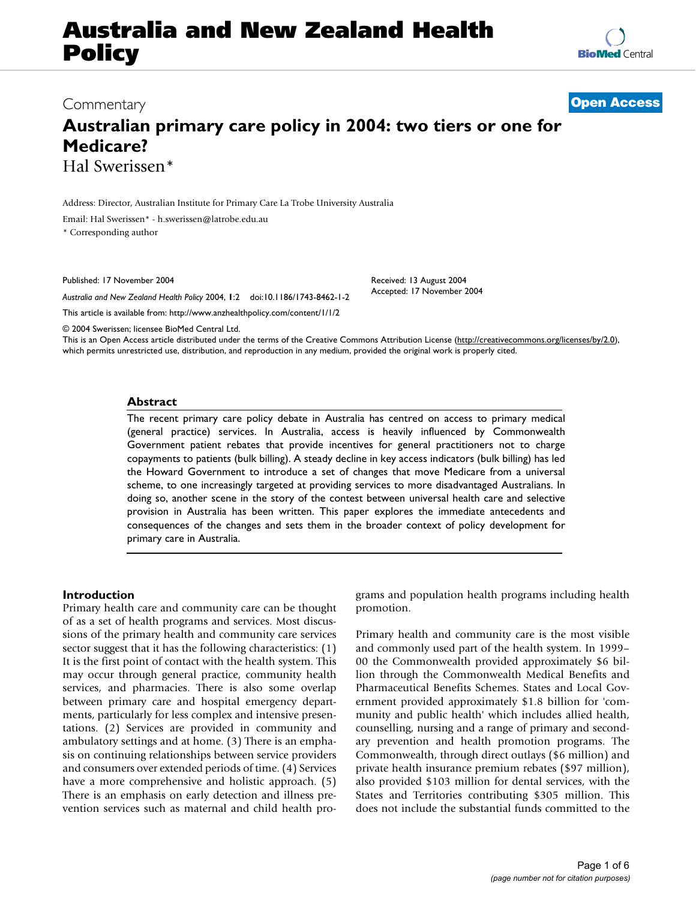# Australia and New Zealand Health Policy

Commentary

**Open Access**

## Australian primary care policy in 2004: two tiers or one for Medicare?

Hal Swerissen*

Address: Director, Australian Institute for Primary Care La Trobe University Australia

Email: Hal Swerissen* - h.swerissen@latrobe.edu.au

* Corresponding author

Published: 17 November 2004

*Australia and New Zealand Health Policy* 2004, **1**:2 doi:10.1186/1743-8462-1-2

This article is available from: http://www.anzhealthpolicy.com/content/1/1/2

Received: 13 August 2004
Accepted: 17 November 2004

© 2004 Swerissen; licensee BioMed Central Ltd.

This is an Open Access article distributed under the terms of the Creative Commons Attribution License (http://creativecommons.org/licenses/by/2.0), which permits unrestricted use, distribution, and reproduction in any medium, provided the original work is properly cited.

### Abstract

The recent primary care policy debate in Australia has centred on access to primary medical (general practice) services. In Australia, access is heavily influenced by Commonwealth Government patient rebates that provide incentives for general practitioners not to charge copayments to patients (bulk billing). A steady decline in key access indicators (bulk billing) has led the Howard Government to introduce a set of changes that move Medicare from a universal scheme, to one increasingly targeted at providing services to more disadvantaged Australians. In doing so, another scene in the story of the contest between universal health care and selective provision in Australia has been written. This paper explores the immediate antecedents and consequences of the changes and sets them in the broader context of policy development for primary care in Australia.

### Introduction

Primary health care and community care can be thought of as a set of health programs and services. Most discussions of the primary health and community care services sector suggest that it has the following characteristics: (1) It is the first point of contact with the health system. This may occur through general practice, community health services, and pharmacies. There is also some overlap between primary care and hospital emergency departments, particularly for less complex and intensive presentations. (2) Services are provided in community and ambulatory settings and at home. (3) There is an emphasis on continuing relationships between service providers and consumers over extended periods of time. (4) Services have a more comprehensive and holistic approach. (5) There is an emphasis on early detection and illness prevention services such as maternal and child health programs and population health programs including health promotion.

Primary health and community care is the most visible and commonly used part of the health system. In 1999–00 the Commonwealth provided approximately $6 billion through the Commonwealth Medical Benefits and Pharmaceutical Benefits Schemes. States and Local Government provided approximately $1.8 billion for 'community and public health' which includes allied health, counselling, nursing and a range of primary and secondary prevention and health promotion programs. The Commonwealth, through direct outlays ($6 million) and private health insurance premium rebates ($97 million), also provided $103 million for dental services, with the States and Territories contributing $305 million. This does not include the substantial funds committed to the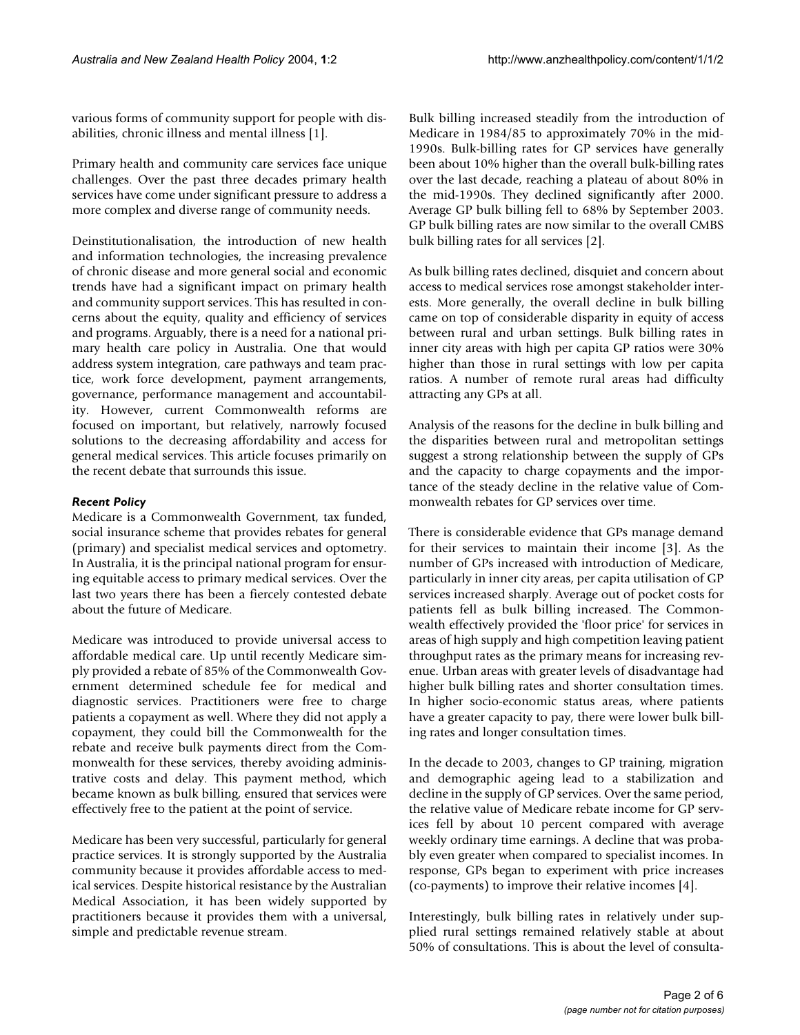various forms of community support for people with disabilities, chronic illness and mental illness [1].

Primary health and community care services face unique challenges. Over the past three decades primary health services have come under significant pressure to address a more complex and diverse range of community needs.

Deinstitutionalisation, the introduction of new health and information technologies, the increasing prevalence of chronic disease and more general social and economic trends have had a significant impact on primary health and community support services. This has resulted in concerns about the equity, quality and efficiency of services and programs. Arguably, there is a need for a national primary health care policy in Australia. One that would address system integration, care pathways and team practice, work force development, payment arrangements, governance, performance management and accountability. However, current Commonwealth reforms are focused on important, but relatively, narrowly focused solutions to the decreasing affordability and access for general medical services. This article focuses primarily on the recent debate that surrounds this issue.

### *Recent Policy*

Medicare is a Commonwealth Government, tax funded, social insurance scheme that provides rebates for general (primary) and specialist medical services and optometry. In Australia, it is the principal national program for ensuring equitable access to primary medical services. Over the last two years there has been a fiercely contested debate about the future of Medicare.

Medicare was introduced to provide universal access to affordable medical care. Up until recently Medicare simply provided a rebate of 85% of the Commonwealth Government determined schedule fee for medical and diagnostic services. Practitioners were free to charge patients a copayment as well. Where they did not apply a copayment, they could bill the Commonwealth for the rebate and receive bulk payments direct from the Commonwealth for these services, thereby avoiding administrative costs and delay. This payment method, which became known as bulk billing, ensured that services were effectively free to the patient at the point of service.

Medicare has been very successful, particularly for general practice services. It is strongly supported by the Australia community because it provides affordable access to medical services. Despite historical resistance by the Australian Medical Association, it has been widely supported by practitioners because it provides them with a universal, simple and predictable revenue stream.

Bulk billing increased steadily from the introduction of Medicare in 1984/85 to approximately 70% in the mid-1990s. Bulk-billing rates for GP services have generally been about 10% higher than the overall bulk-billing rates over the last decade, reaching a plateau of about 80% in the mid-1990s. They declined significantly after 2000. Average GP bulk billing fell to 68% by September 2003. GP bulk billing rates are now similar to the overall CMBS bulk billing rates for all services [2].

As bulk billing rates declined, disquiet and concern about access to medical services rose amongst stakeholder interests. More generally, the overall decline in bulk billing came on top of considerable disparity in equity of access between rural and urban settings. Bulk billing rates in inner city areas with high per capita GP ratios were 30% higher than those in rural settings with low per capita ratios. A number of remote rural areas had difficulty attracting any GPs at all.

Analysis of the reasons for the decline in bulk billing and the disparities between rural and metropolitan settings suggest a strong relationship between the supply of GPs and the capacity to charge copayments and the importance of the steady decline in the relative value of Commonwealth rebates for GP services over time.

There is considerable evidence that GPs manage demand for their services to maintain their income [3]. As the number of GPs increased with introduction of Medicare, particularly in inner city areas, per capita utilisation of GP services increased sharply. Average out of pocket costs for patients fell as bulk billing increased. The Commonwealth effectively provided the 'floor price' for services in areas of high supply and high competition leaving patient throughput rates as the primary means for increasing revenue. Urban areas with greater levels of disadvantage had higher bulk billing rates and shorter consultation times. In higher socio-economic status areas, where patients have a greater capacity to pay, there were lower bulk billing rates and longer consultation times.

In the decade to 2003, changes to GP training, migration and demographic ageing lead to a stabilization and decline in the supply of GP services. Over the same period, the relative value of Medicare rebate income for GP services fell by about 10 percent compared with average weekly ordinary time earnings. A decline that was probably even greater when compared to specialist incomes. In response, GPs began to experiment with price increases (co-payments) to improve their relative incomes [4].

Interestingly, bulk billing rates in relatively under supplied rural settings remained relatively stable at about 50% of consultations. This is about the level of consulta-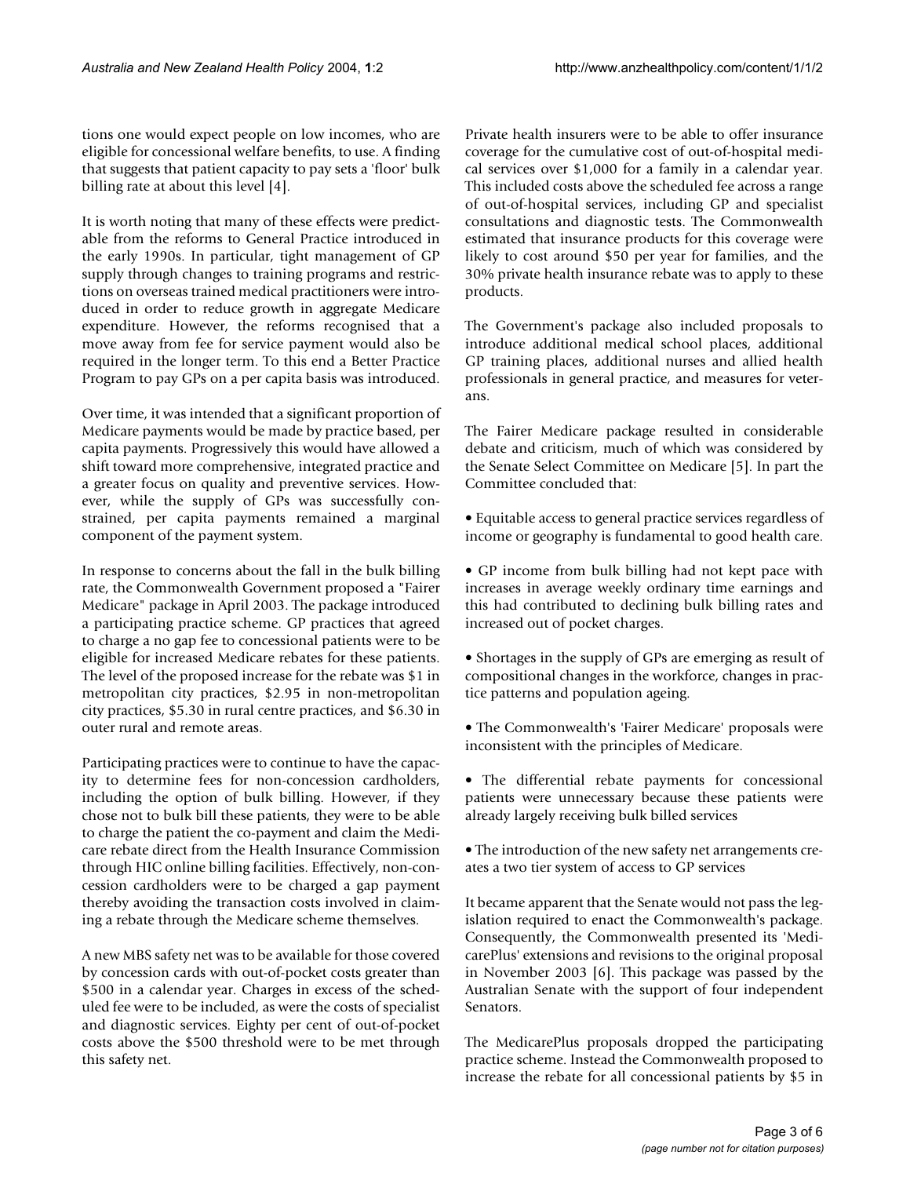tions one would expect people on low incomes, who are eligible for concessional welfare benefits, to use. A finding that suggests that patient capacity to pay sets a 'floor' bulk billing rate at about this level [4].

It is worth noting that many of these effects were predictable from the reforms to General Practice introduced in the early 1990s. In particular, tight management of GP supply through changes to training programs and restrictions on overseas trained medical practitioners were introduced in order to reduce growth in aggregate Medicare expenditure. However, the reforms recognised that a move away from fee for service payment would also be required in the longer term. To this end a Better Practice Program to pay GPs on a per capita basis was introduced.

Over time, it was intended that a significant proportion of Medicare payments would be made by practice based, per capita payments. Progressively this would have allowed a shift toward more comprehensive, integrated practice and a greater focus on quality and preventive services. However, while the supply of GPs was successfully constrained, per capita payments remained a marginal component of the payment system.

In response to concerns about the fall in the bulk billing rate, the Commonwealth Government proposed a "Fairer Medicare" package in April 2003. The package introduced a participating practice scheme. GP practices that agreed to charge a no gap fee to concessional patients were to be eligible for increased Medicare rebates for these patients. The level of the proposed increase for the rebate was $1 in metropolitan city practices, $2.95 in non-metropolitan city practices, $5.30 in rural centre practices, and $6.30 in outer rural and remote areas.

Participating practices were to continue to have the capacity to determine fees for non-concession cardholders, including the option of bulk billing. However, if they chose not to bulk bill these patients, they were to be able to charge the patient the co-payment and claim the Medicare rebate direct from the Health Insurance Commission through HIC online billing facilities. Effectively, non-concession cardholders were to be charged a gap payment thereby avoiding the transaction costs involved in claiming a rebate through the Medicare scheme themselves.

A new MBS safety net was to be available for those covered by concession cards with out-of-pocket costs greater than $500 in a calendar year. Charges in excess of the scheduled fee were to be included, as were the costs of specialist and diagnostic services. Eighty per cent of out-of-pocket costs above the $500 threshold were to be met through this safety net.

Private health insurers were to be able to offer insurance coverage for the cumulative cost of out-of-hospital medical services over $1,000 for a family in a calendar year. This included costs above the scheduled fee across a range of out-of-hospital services, including GP and specialist consultations and diagnostic tests. The Commonwealth estimated that insurance products for this coverage were likely to cost around $50 per year for families, and the 30% private health insurance rebate was to apply to these products.

The Government's package also included proposals to introduce additional medical school places, additional GP training places, additional nurses and allied health professionals in general practice, and measures for veterans.

The Fairer Medicare package resulted in considerable debate and criticism, much of which was considered by the Senate Select Committee on Medicare [5]. In part the Committee concluded that:

- Equitable access to general practice services regardless of income or geography is fundamental to good health care.
- GP income from bulk billing had not kept pace with increases in average weekly ordinary time earnings and this had contributed to declining bulk billing rates and increased out of pocket charges.
- Shortages in the supply of GPs are emerging as result of compositional changes in the workforce, changes in practice patterns and population ageing.
- The Commonwealth's 'Fairer Medicare' proposals were inconsistent with the principles of Medicare.
- The differential rebate payments for concessional patients were unnecessary because these patients were already largely receiving bulk billed services
- The introduction of the new safety net arrangements creates a two tier system of access to GP services

It became apparent that the Senate would not pass the legislation required to enact the Commonwealth's package. Consequently, the Commonwealth presented its 'MedicarePlus' extensions and revisions to the original proposal in November 2003 [6]. This package was passed by the Australian Senate with the support of four independent Senators.

The MedicarePlus proposals dropped the participating practice scheme. Instead the Commonwealth proposed to increase the rebate for all concessional patients by $5 in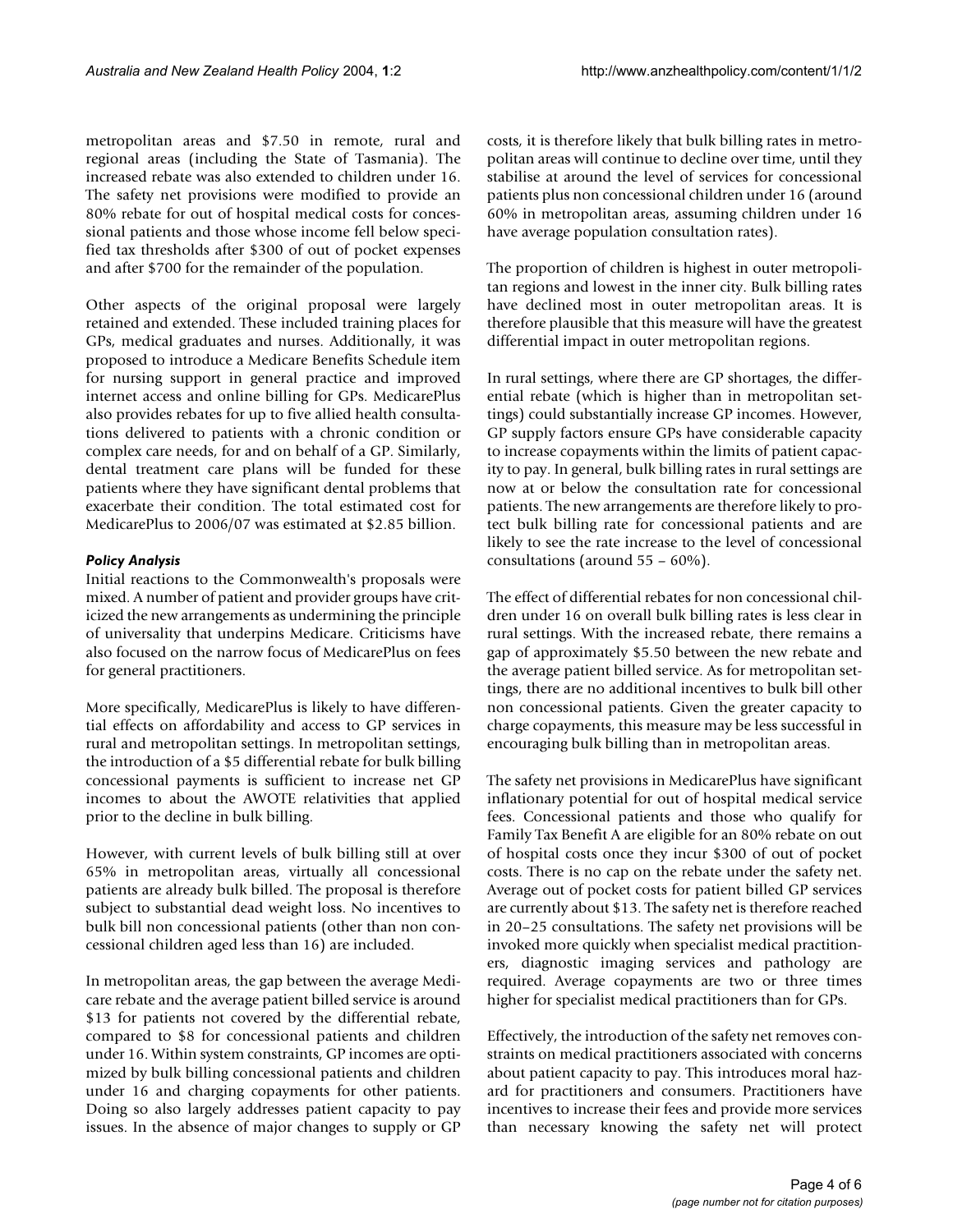metropolitan areas and $7.50 in remote, rural and regional areas (including the State of Tasmania). The increased rebate was also extended to children under 16. The safety net provisions were modified to provide an 80% rebate for out of hospital medical costs for concessional patients and those whose income fell below specified tax thresholds after $300 of out of pocket expenses and after $700 for the remainder of the population.

Other aspects of the original proposal were largely retained and extended. These included training places for GPs, medical graduates and nurses. Additionally, it was proposed to introduce a Medicare Benefits Schedule item for nursing support in general practice and improved internet access and online billing for GPs. MedicarePlus also provides rebates for up to five allied health consultations delivered to patients with a chronic condition or complex care needs, for and on behalf of a GP. Similarly, dental treatment care plans will be funded for these patients where they have significant dental problems that exacerbate their condition. The total estimated cost for MedicarePlus to 2006/07 was estimated at $2.85 billion.

### *Policy Analysis*

Initial reactions to the Commonwealth's proposals were mixed. A number of patient and provider groups have criticized the new arrangements as undermining the principle of universality that underpins Medicare. Criticisms have also focused on the narrow focus of MedicarePlus on fees for general practitioners.

More specifically, MedicarePlus is likely to have differential effects on affordability and access to GP services in rural and metropolitan settings. In metropolitan settings, the introduction of a $5 differential rebate for bulk billing concessional payments is sufficient to increase net GP incomes to about the AWOTE relativities that applied prior to the decline in bulk billing.

However, with current levels of bulk billing still at over 65% in metropolitan areas, virtually all concessional patients are already bulk billed. The proposal is therefore subject to substantial dead weight loss. No incentives to bulk bill non concessional patients (other than non concessional children aged less than 16) are included.

In metropolitan areas, the gap between the average Medicare rebate and the average patient billed service is around $13 for patients not covered by the differential rebate, compared to $8 for concessional patients and children under 16. Within system constraints, GP incomes are optimized by bulk billing concessional patients and children under 16 and charging copayments for other patients. Doing so also largely addresses patient capacity to pay issues. In the absence of major changes to supply or GP costs, it is therefore likely that bulk billing rates in metropolitan areas will continue to decline over time, until they stabilise at around the level of services for concessional patients plus non concessional children under 16 (around 60% in metropolitan areas, assuming children under 16 have average population consultation rates).

The proportion of children is highest in outer metropolitan regions and lowest in the inner city. Bulk billing rates have declined most in outer metropolitan areas. It is therefore plausible that this measure will have the greatest differential impact in outer metropolitan regions.

In rural settings, where there are GP shortages, the differential rebate (which is higher than in metropolitan settings) could substantially increase GP incomes. However, GP supply factors ensure GPs have considerable capacity to increase copayments within the limits of patient capacity to pay. In general, bulk billing rates in rural settings are now at or below the consultation rate for concessional patients. The new arrangements are therefore likely to protect bulk billing rate for concessional patients and are likely to see the rate increase to the level of concessional consultations (around 55 – 60%).

The effect of differential rebates for non concessional children under 16 on overall bulk billing rates is less clear in rural settings. With the increased rebate, there remains a gap of approximately $5.50 between the new rebate and the average patient billed service. As for metropolitan settings, there are no additional incentives to bulk bill other non concessional patients. Given the greater capacity to charge copayments, this measure may be less successful in encouraging bulk billing than in metropolitan areas.

The safety net provisions in MedicarePlus have significant inflationary potential for out of hospital medical service fees. Concessional patients and those who qualify for Family Tax Benefit A are eligible for an 80% rebate on out of hospital costs once they incur $300 of out of pocket costs. There is no cap on the rebate under the safety net. Average out of pocket costs for patient billed GP services are currently about $13. The safety net is therefore reached in 20–25 consultations. The safety net provisions will be invoked more quickly when specialist medical practitioners, diagnostic imaging services and pathology are required. Average copayments are two or three times higher for specialist medical practitioners than for GPs.

Effectively, the introduction of the safety net removes constraints on medical practitioners associated with concerns about patient capacity to pay. This introduces moral hazard for practitioners and consumers. Practitioners have incentives to increase their fees and provide more services than necessary knowing the safety net will protect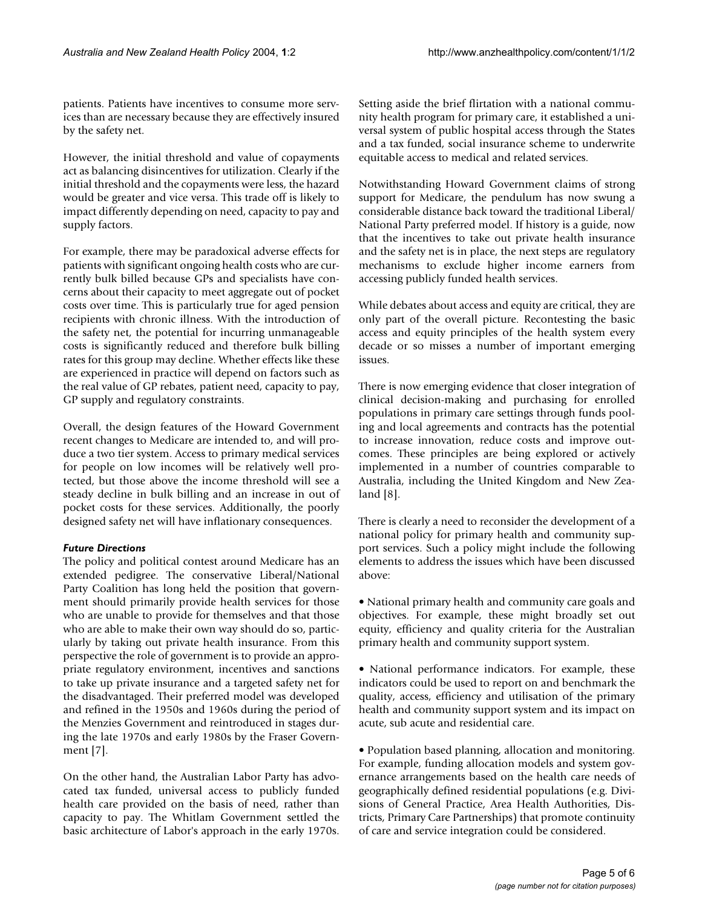patients. Patients have incentives to consume more services than are necessary because they are effectively insured by the safety net.

However, the initial threshold and value of copayments act as balancing disincentives for utilization. Clearly if the initial threshold and the copayments were less, the hazard would be greater and vice versa. This trade off is likely to impact differently depending on need, capacity to pay and supply factors.

For example, there may be paradoxical adverse effects for patients with significant ongoing health costs who are currently bulk billed because GPs and specialists have concerns about their capacity to meet aggregate out of pocket costs over time. This is particularly true for aged pension recipients with chronic illness. With the introduction of the safety net, the potential for incurring unmanageable costs is significantly reduced and therefore bulk billing rates for this group may decline. Whether effects like these are experienced in practice will depend on factors such as the real value of GP rebates, patient need, capacity to pay, GP supply and regulatory constraints.

Overall, the design features of the Howard Government recent changes to Medicare are intended to, and will produce a two tier system. Access to primary medical services for people on low incomes will be relatively well protected, but those above the income threshold will see a steady decline in bulk billing and an increase in out of pocket costs for these services. Additionally, the poorly designed safety net will have inflationary consequences.

### *Future Directions*

The policy and political contest around Medicare has an extended pedigree. The conservative Liberal/National Party Coalition has long held the position that government should primarily provide health services for those who are unable to provide for themselves and that those who are able to make their own way should do so, particularly by taking out private health insurance. From this perspective the role of government is to provide an appropriate regulatory environment, incentives and sanctions to take up private insurance and a targeted safety net for the disadvantaged. Their preferred model was developed and refined in the 1950s and 1960s during the period of the Menzies Government and reintroduced in stages during the late 1970s and early 1980s by the Fraser Government [7].

On the other hand, the Australian Labor Party has advocated tax funded, universal access to publicly funded health care provided on the basis of need, rather than capacity to pay. The Whitlam Government settled the basic architecture of Labor's approach in the early 1970s. Setting aside the brief flirtation with a national community health program for primary care, it established a universal system of public hospital access through the States and a tax funded, social insurance scheme to underwrite equitable access to medical and related services.

Notwithstanding Howard Government claims of strong support for Medicare, the pendulum has now swung a considerable distance back toward the traditional Liberal/National Party preferred model. If history is a guide, now that the incentives to take out private health insurance and the safety net is in place, the next steps are regulatory mechanisms to exclude higher income earners from accessing publicly funded health services.

While debates about access and equity are critical, they are only part of the overall picture. Recontesting the basic access and equity principles of the health system every decade or so misses a number of important emerging issues.

There is now emerging evidence that closer integration of clinical decision-making and purchasing for enrolled populations in primary care settings through funds pooling and local agreements and contracts has the potential to increase innovation, reduce costs and improve outcomes. These principles are being explored or actively implemented in a number of countries comparable to Australia, including the United Kingdom and New Zealand [8].

There is clearly a need to reconsider the development of a national policy for primary health and community support services. Such a policy might include the following elements to address the issues which have been discussed above:

• National primary health and community care goals and objectives. For example, these might broadly set out equity, efficiency and quality criteria for the Australian primary health and community support system.

• National performance indicators. For example, these indicators could be used to report on and benchmark the quality, access, efficiency and utilisation of the primary health and community support system and its impact on acute, sub acute and residential care.

• Population based planning, allocation and monitoring. For example, funding allocation models and system governance arrangements based on the health care needs of geographically defined residential populations (e.g. Divisions of General Practice, Area Health Authorities, Districts, Primary Care Partnerships) that promote continuity of care and service integration could be considered.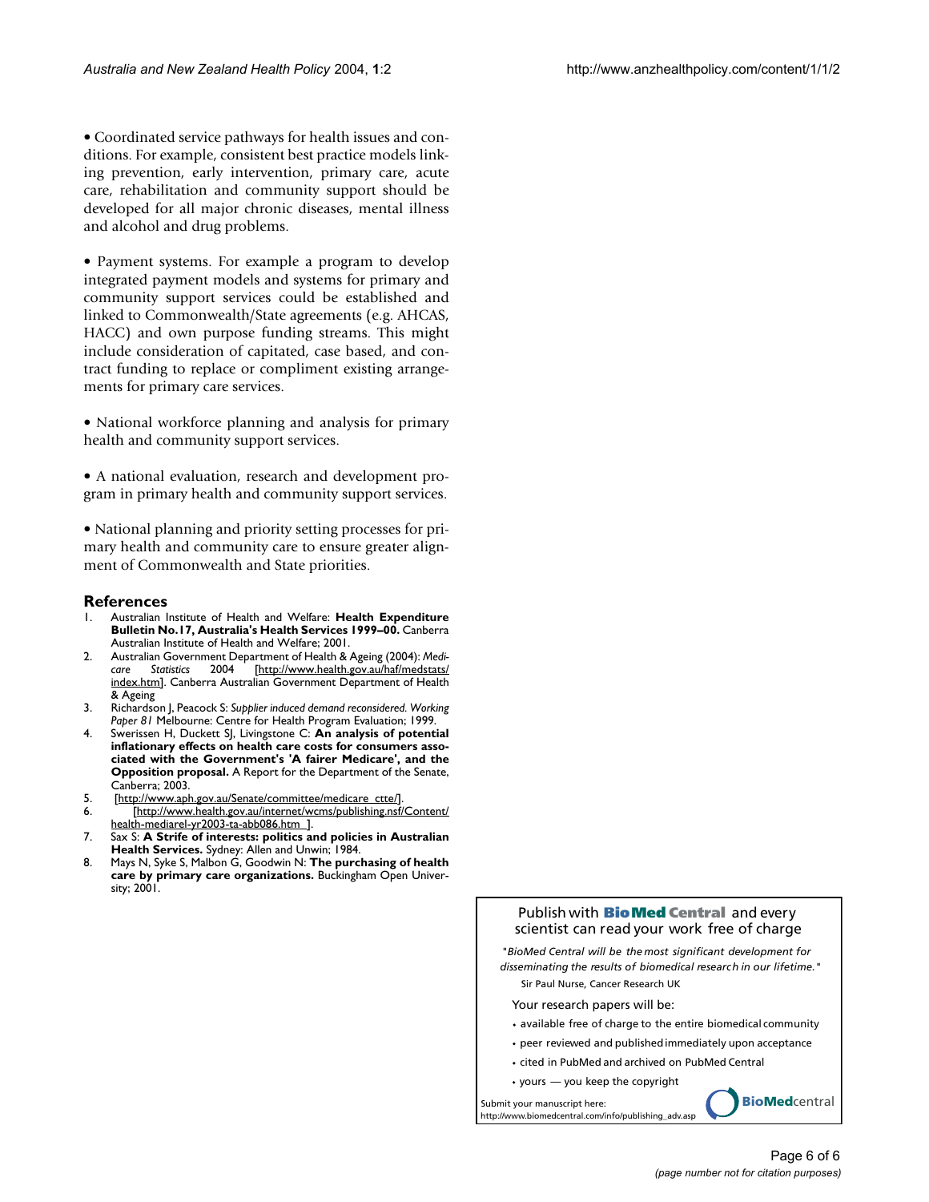• Coordinated service pathways for health issues and conditions. For example, consistent best practice models linking prevention, early intervention, primary care, acute care, rehabilitation and community support should be developed for all major chronic diseases, mental illness and alcohol and drug problems.

• Payment systems. For example a program to develop integrated payment models and systems for primary and community support services could be established and linked to Commonwealth/State agreements (e.g. AHCAS, HACC) and own purpose funding streams. This might include consideration of capitated, case based, and contract funding to replace or compliment existing arrangements for primary care services.

• National workforce planning and analysis for primary health and community support services.

• A national evaluation, research and development program in primary health and community support services.

• National planning and priority setting processes for primary health and community care to ensure greater alignment of Commonwealth and State priorities.

## References

1. Australian Institute of Health and Welfare: **Health Expenditure Bulletin No.17, Australia's Health Services 1999–00.** Canberra Australian Institute of Health and Welfare; 2001.
2. Australian Government Department of Health & Ageing (2004): *Medicare Statistics* 2004 [http://www.health.gov.au/haf/medstats/index.htm]. Canberra Australian Government Department of Health & Ageing
3. Richardson J, Peacock S: *Supplier induced demand reconsidered. Working Paper 81* Melbourne: Centre for Health Program Evaluation; 1999.
4. Swerissen H, Duckett SJ, Livingstone C: **An analysis of potential inflationary effects on health care costs for consumers associated with the Government's 'A fairer Medicare', and the Opposition proposal.** A Report for the Department of the Senate, Canberra; 2003.
5. [http://www.aph.gov.au/Senate/committee/medicare_ctte/].
6. [http://www.health.gov.au/internet/wcms/publishing.nsf/Content/health-mediarel-yr2003-ta-abb086.htm ].
7. Sax S: **A Strife of interests: politics and policies in Australian Health Services.** Sydney: Allen and Unwin; 1984.
8. Mays N, Syke S, Malbon G, Goodwin N: **The purchasing of health care by primary care organizations.** Buckingham Open University; 2001.

Publish with **BioMed Central** and every scientist can read your work free of charge

*"BioMed Central will be the most significant development for disseminating the results of biomedical research in our lifetime."*

Sir Paul Nurse, Cancer Research UK

Your research papers will be:

- available free of charge to the entire biomedical community
- peer reviewed and published immediately upon acceptance
- cited in PubMed and archived on PubMed Central
- yours — you keep the copyright

Submit your manuscript here:
http://www.biomedcentral.com/info/publishing_adv.asp

**BioMed**central